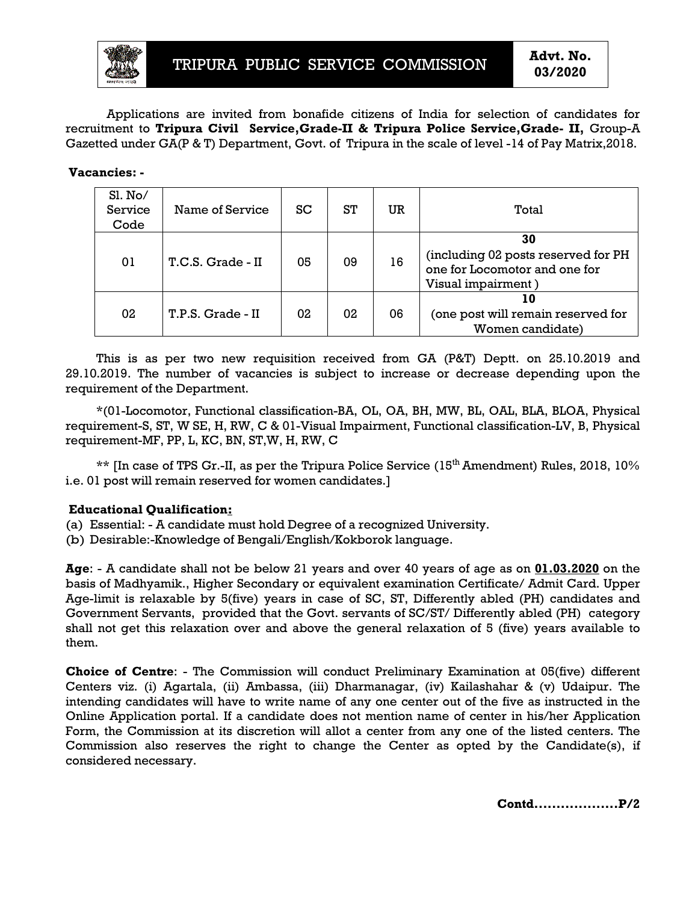# TRIPURA PUBLIC SERVICE COMMISSION

**Advt. No. 03/2020**

Applications are invited from bonafide citizens of India for selection of candidates for recruitment to **Tripura Civil Service,Grade-II & Tripura Police Service,Grade- II,** Group-A Gazetted under GA(P & T) Department, Govt. of Tripura in the scale of level -14 of Pay Matrix,2018.

**Vacancies: -**

| Sl. No/ Service Code | Name of Service | SC | ST | UR | Total |
|---|---|---|---|---|---|
| 01 | T.C.S. Grade - II | 05 | 09 | 16 | **30** (including 02 posts reserved for PH one for Locomotor and one for Visual impairment ) |
| 02 | T.P.S. Grade - II | 02 | 02 | 06 | **10** (one post will remain reserved for Women candidate) |

This is as per two new requisition received from GA (P&T) Deptt. on 25.10.2019 and 29.10.2019. The number of vacancies is subject to increase or decrease depending upon the requirement of the Department.

*(01-Locomotor, Functional classification-BA, OL, OA, BH, MW, BL, OAL, BLA, BLOA, Physical requirement-S, ST, W SE, H, RW, C & 01-Visual Impairment, Functional classification-LV, B, Physical requirement-MF, PP, L, KC, BN, ST,W, H, RW, C

** [In case of TPS Gr.-II, as per the Tripura Police Service (15th Amendment) Rules, 2018, 10% i.e. 01 post will remain reserved for women candidates.]

**Educational Qualification:**

(a) Essential: - A candidate must hold Degree of a recognized University.
(b) Desirable:-Knowledge of Bengali/English/Kokborok language.

**Age**: - A candidate shall not be below 21 years and over 40 years of age as on **01.03.2020** on the basis of Madhyamik., Higher Secondary or equivalent examination Certificate/ Admit Card. Upper Age-limit is relaxable by 5(five) years in case of SC, ST, Differently abled (PH) candidates and Government Servants, provided that the Govt. servants of SC/ST/ Differently abled (PH) category shall not get this relaxation over and above the general relaxation of 5 (five) years available to them.

**Choice of Centre**: - The Commission will conduct Preliminary Examination at 05(five) different Centers viz. (i) Agartala, (ii) Ambassa, (iii) Dharmanagar, (iv) Kailashahar & (v) Udaipur. The intending candidates will have to write name of any one center out of the five as instructed in the Online Application portal. If a candidate does not mention name of center in his/her Application Form, the Commission at its discretion will allot a center from any one of the listed centers. The Commission also reserves the right to change the Center as opted by the Candidate(s), if considered necessary.

**Contd..................P/2**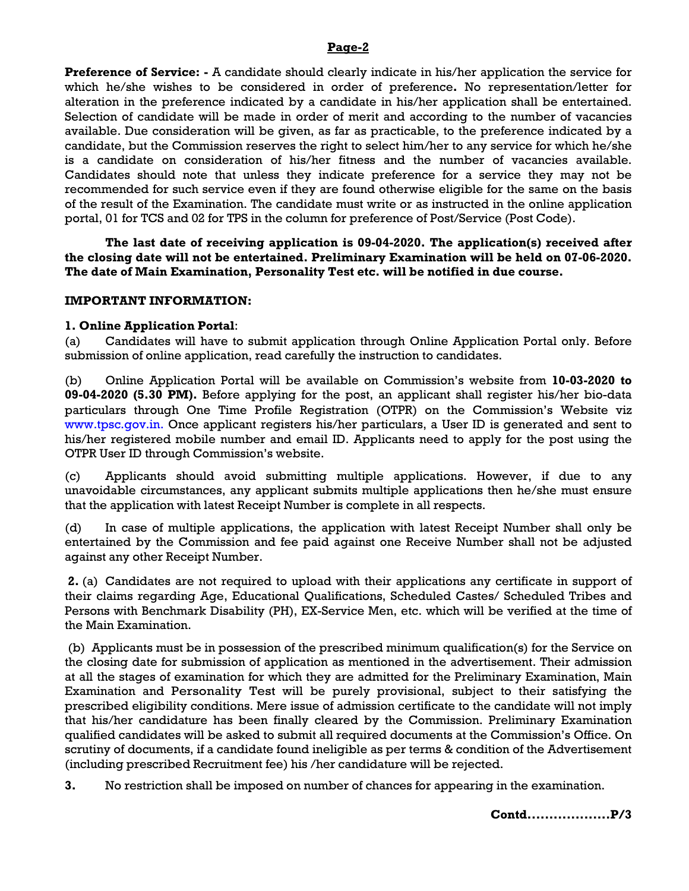**Preference of Service: -** A candidate should clearly indicate in his/her application the service for which he/she wishes to be considered in order of preference**.** No representation/letter for alteration in the preference indicated by a candidate in his/her application shall be entertained. Selection of candidate will be made in order of merit and according to the number of vacancies available. Due consideration will be given, as far as practicable, to the preference indicated by a candidate, but the Commission reserves the right to select him/her to any service for which he/she is a candidate on consideration of his/her fitness and the number of vacancies available. Candidates should note that unless they indicate preference for a service they may not be recommended for such service even if they are found otherwise eligible for the same on the basis of the result of the Examination. The candidate must write or as instructed in the online application portal, 01 for TCS and 02 for TPS in the column for preference of Post/Service (Post Code).

**The last date of receiving application is 09-04-2020. The application(s) received after the closing date will not be entertained. Preliminary Examination will be held on 07-06-2020. The date of Main Examination, Personality Test etc. will be notified in due course.**

**IMPORTANT INFORMATION:**

**1. Online Application Portal**:

(a) Candidates will have to submit application through Online Application Portal only. Before submission of online application, read carefully the instruction to candidates.

(b) Online Application Portal will be available on Commission's website from **10-03-2020 to 09-04-2020 (5.30 PM).** Before applying for the post, an applicant shall register his/her bio-data particulars through One Time Profile Registration (OTPR) on the Commission's Website viz www.tpsc.gov.in. Once applicant registers his/her particulars, a User ID is generated and sent to his/her registered mobile number and email ID. Applicants need to apply for the post using the OTPR User ID through Commission's website.

(c) Applicants should avoid submitting multiple applications. However, if due to any unavoidable circumstances, any applicant submits multiple applications then he/she must ensure that the application with latest Receipt Number is complete in all respects.

(d) In case of multiple applications, the application with latest Receipt Number shall only be entertained by the Commission and fee paid against one Receive Number shall not be adjusted against any other Receipt Number.

**2.** (a) Candidates are not required to upload with their applications any certificate in support of their claims regarding Age, Educational Qualifications, Scheduled Castes/ Scheduled Tribes and Persons with Benchmark Disability (PH), EX-Service Men, etc. which will be verified at the time of the Main Examination.

(b) Applicants must be in possession of the prescribed minimum qualification(s) for the Service on the closing date for submission of application as mentioned in the advertisement. Their admission at all the stages of examination for which they are admitted for the Preliminary Examination, Main Examination and Personality Test will be purely provisional, subject to their satisfying the prescribed eligibility conditions. Mere issue of admission certificate to the candidate will not imply that his/her candidature has been finally cleared by the Commission. Preliminary Examination qualified candidates will be asked to submit all required documents at the Commission's Office. On scrutiny of documents, if a candidate found ineligible as per terms & condition of the Advertisement (including prescribed Recruitment fee) his /her candidature will be rejected.

**3.** No restriction shall be imposed on number of chances for appearing in the examination.

**Contd..................P/3**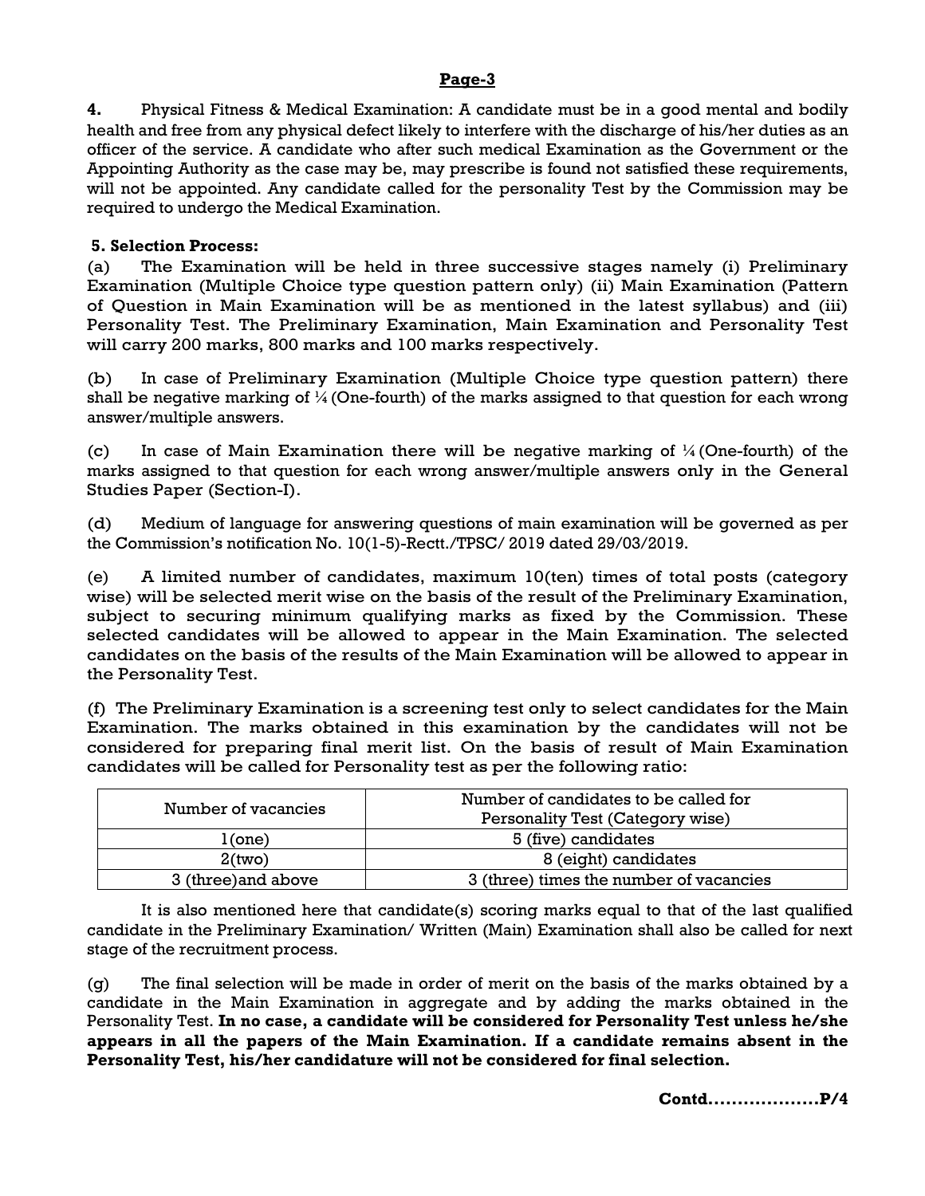**Page-3**

**4.** Physical Fitness & Medical Examination: A candidate must be in a good mental and bodily health and free from any physical defect likely to interfere with the discharge of his/her duties as an officer of the service. A candidate who after such medical Examination as the Government or the Appointing Authority as the case may be, may prescribe is found not satisfied these requirements, will not be appointed. Any candidate called for the personality Test by the Commission may be required to undergo the Medical Examination.

**5. Selection Process:**

(a) The Examination will be held in three successive stages namely (i) Preliminary Examination (Multiple Choice type question pattern only) (ii) Main Examination (Pattern of Question in Main Examination will be as mentioned in the latest syllabus) and (iii) Personality Test. The Preliminary Examination, Main Examination and Personality Test will carry 200 marks, 800 marks and 100 marks respectively.

(b) In case of Preliminary Examination (Multiple Choice type question pattern) there shall be negative marking of ¼ (One-fourth) of the marks assigned to that question for each wrong answer/multiple answers.

(c) In case of Main Examination there will be negative marking of ¼ (One-fourth) of the marks assigned to that question for each wrong answer/multiple answers only in the General Studies Paper (Section-I).

(d) Medium of language for answering questions of main examination will be governed as per the Commission's notification No. 10(1-5)-Rectt./TPSC/ 2019 dated 29/03/2019.

(e) A limited number of candidates, maximum 10(ten) times of total posts (category wise) will be selected merit wise on the basis of the result of the Preliminary Examination, subject to securing minimum qualifying marks as fixed by the Commission. These selected candidates will be allowed to appear in the Main Examination. The selected candidates on the basis of the results of the Main Examination will be allowed to appear in the Personality Test.

(f) The Preliminary Examination is a screening test only to select candidates for the Main Examination. The marks obtained in this examination by the candidates will not be considered for preparing final merit list. On the basis of result of Main Examination candidates will be called for Personality test as per the following ratio:

| Number of vacancies | Number of candidates to be called for Personality Test (Category wise) |
|---|---|
| 1(one) | 5 (five) candidates |
| 2(two) | 8 (eight) candidates |
| 3 (three)and above | 3 (three) times the number of vacancies |

It is also mentioned here that candidate(s) scoring marks equal to that of the last qualified candidate in the Preliminary Examination/ Written (Main) Examination shall also be called for next stage of the recruitment process.

(g) The final selection will be made in order of merit on the basis of the marks obtained by a candidate in the Main Examination in aggregate and by adding the marks obtained in the Personality Test. **In no case, a candidate will be considered for Personality Test unless he/she appears in all the papers of the Main Examination. If a candidate remains absent in the Personality Test, his/her candidature will not be considered for final selection.**

**Contd..................P/4**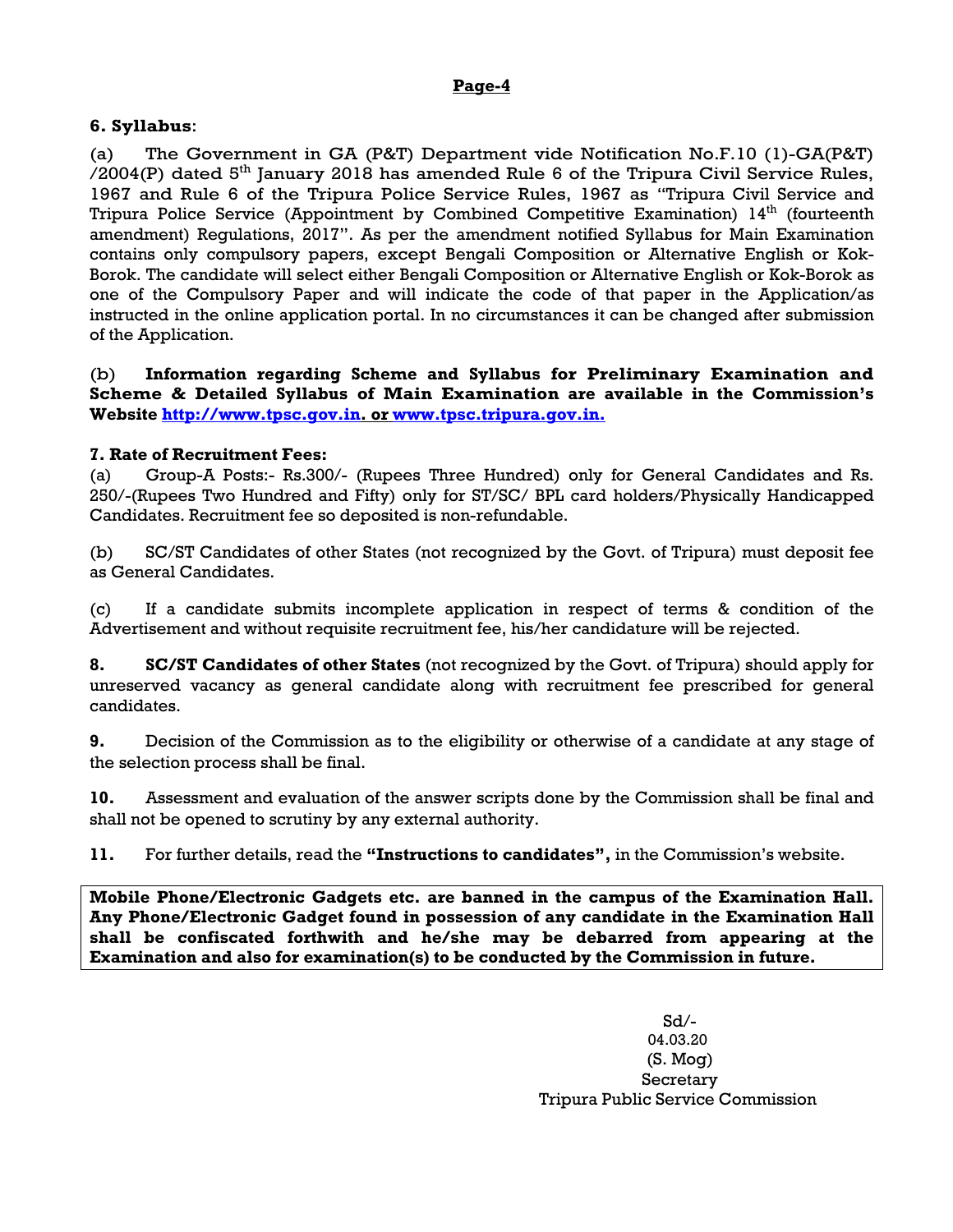**6. Syllabus**:

(a) The Government in GA (P&T) Department vide Notification No.F.10 (1)-GA(P&T) /2004(P) dated 5th January 2018 has amended Rule 6 of the Tripura Civil Service Rules, 1967 and Rule 6 of the Tripura Police Service Rules, 1967 as "Tripura Civil Service and Tripura Police Service (Appointment by Combined Competitive Examination) 14th (fourteenth amendment) Regulations, 2017". As per the amendment notified Syllabus for Main Examination contains only compulsory papers, except Bengali Composition or Alternative English or Kok-Borok. The candidate will select either Bengali Composition or Alternative English or Kok-Borok as one of the Compulsory Paper and will indicate the code of that paper in the Application/as instructed in the online application portal. In no circumstances it can be changed after submission of the Application.

(b) **Information regarding Scheme and Syllabus for Preliminary Examination and Scheme & Detailed Syllabus of Main Examination are available in the Commission's Website http://www.tpsc.gov.in. or www.tpsc.tripura.gov.in.**

**7. Rate of Recruitment Fees:**

(a) Group-A Posts:- Rs.300/- (Rupees Three Hundred) only for General Candidates and Rs. 250/-(Rupees Two Hundred and Fifty) only for ST/SC/ BPL card holders/Physically Handicapped Candidates. Recruitment fee so deposited is non-refundable.

(b) SC/ST Candidates of other States (not recognized by the Govt. of Tripura) must deposit fee as General Candidates.

(c) If a candidate submits incomplete application in respect of terms & condition of the Advertisement and without requisite recruitment fee, his/her candidature will be rejected.

**8. SC/ST Candidates of other States** (not recognized by the Govt. of Tripura) should apply for unreserved vacancy as general candidate along with recruitment fee prescribed for general candidates.

**9.** Decision of the Commission as to the eligibility or otherwise of a candidate at any stage of the selection process shall be final.

**10.** Assessment and evaluation of the answer scripts done by the Commission shall be final and shall not be opened to scrutiny by any external authority.

**11.** For further details, read the **"Instructions to candidates",** in the Commission's website.

**Mobile Phone/Electronic Gadgets etc. are banned in the campus of the Examination Hall. Any Phone/Electronic Gadget found in possession of any candidate in the Examination Hall shall be confiscated forthwith and he/she may be debarred from appearing at the Examination and also for examination(s) to be conducted by the Commission in future.**

Sd/-
04.03.20
(S. Mog)
Secretary
Tripura Public Service Commission